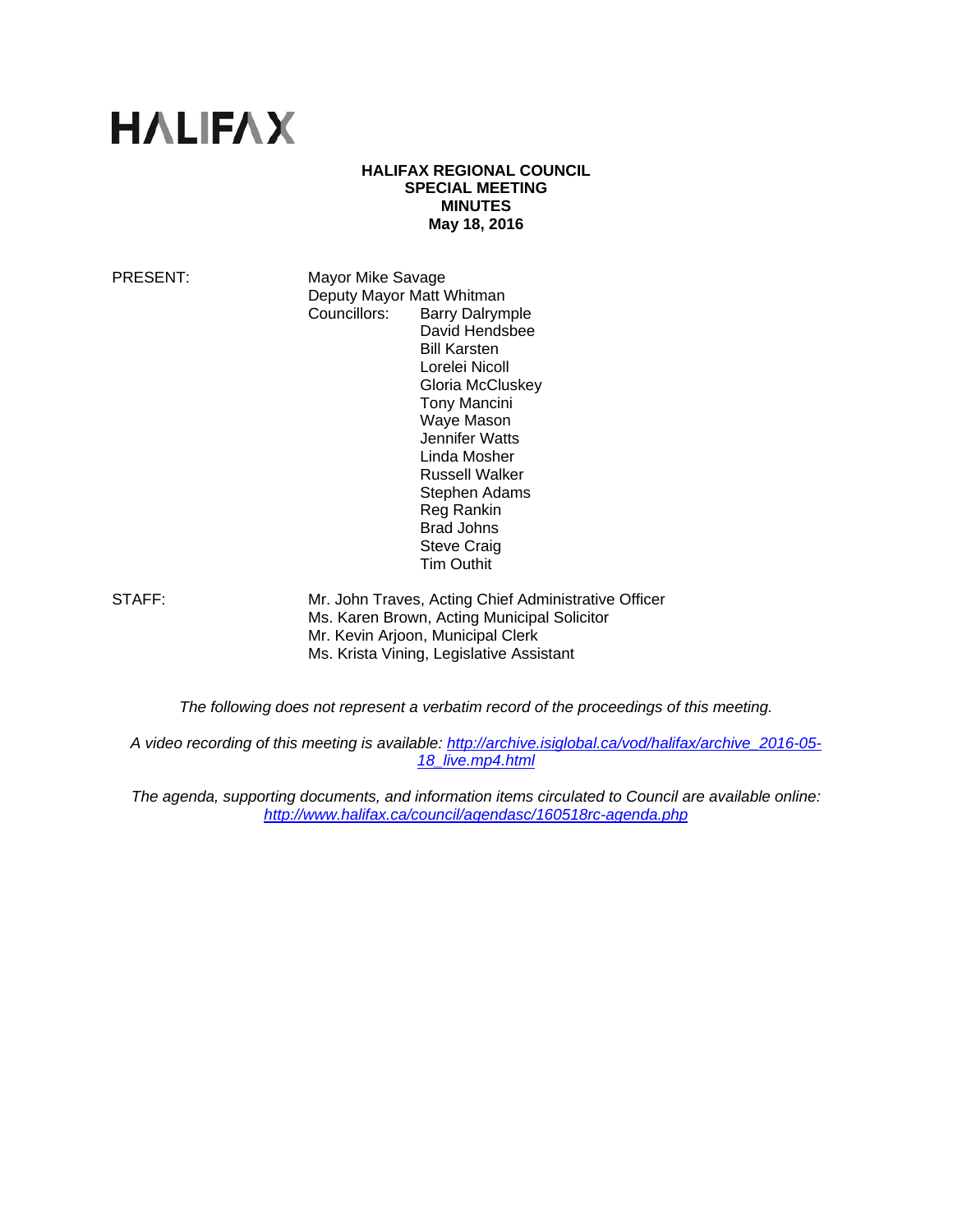# HALIFAX

**HALIFAX REGIONAL COUNCIL**
**SPECIAL MEETING**
**MINUTES**
**May 18, 2016**

| | | |
|---|---|---|
| PRESENT: | Mayor Mike Savage | |
| | Deputy Mayor Matt Whitman | |
| | Councillors: | Barry Dalrymple |
| | | David Hendsbee |
| | | Bill Karsten |
| | | Lorelei Nicoll |
| | | Gloria McCluskey |
| | | Tony Mancini |
| | | Waye Mason |
| | | Jennifer Watts |
| | | Linda Mosher |
| | | Russell Walker |
| | | Stephen Adams |
| | | Reg Rankin |
| | | Brad Johns |
| | | Steve Craig |
| | | Tim Outhit |

| | |
|---|---|
| STAFF: | Mr. John Traves, Acting Chief Administrative Officer |
| | Ms. Karen Brown, Acting Municipal Solicitor |
| | Mr. Kevin Arjoon, Municipal Clerk |
| | Ms. Krista Vining, Legislative Assistant |

*The following does not represent a verbatim record of the proceedings of this meeting.*

*A video recording of this meeting is available: [http://archive.isiglobal.ca/vod/halifax/archive_2016-05-18_live.mp4.html](http://archive.isiglobal.ca/vod/halifax/archive_2016-05-18_live.mp4.html)*

*The agenda, supporting documents, and information items circulated to Council are available online: [http://www.halifax.ca/council/agendasc/160518rc-agenda.php](http://www.halifax.ca/council/agendasc/160518rc-agenda.php)*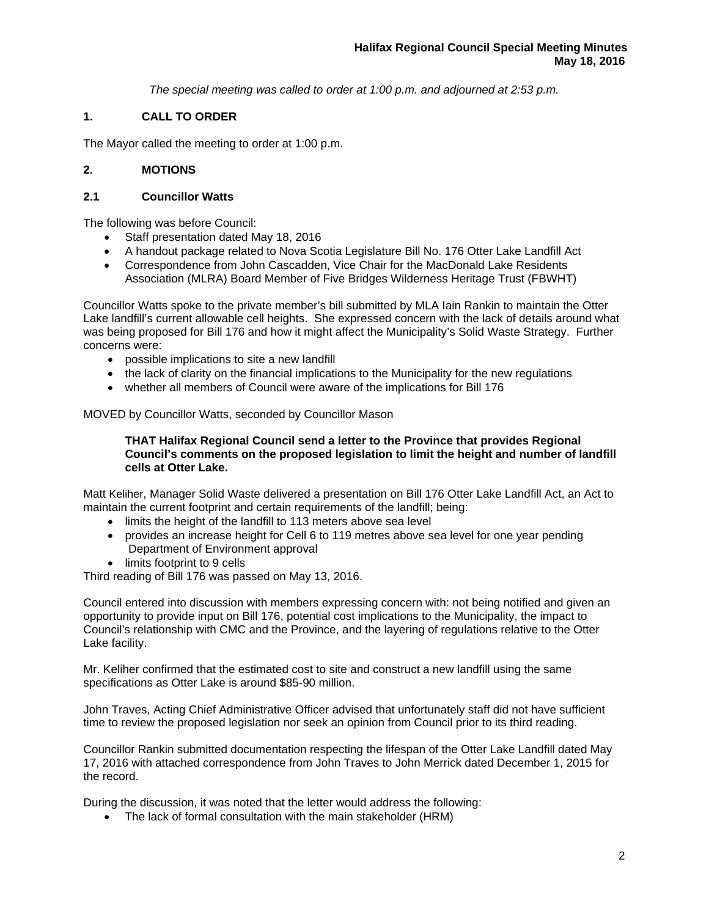*The special meeting was called to order at 1:00 p.m. and adjourned at 2:53 p.m.*

## 1. CALL TO ORDER

The Mayor called the meeting to order at 1:00 p.m.

## 2. MOTIONS

### 2.1 Councillor Watts

The following was before Council:

- Staff presentation dated May 18, 2016
- A handout package related to Nova Scotia Legislature Bill No. 176 Otter Lake Landfill Act
- Correspondence from John Cascadden, Vice Chair for the MacDonald Lake Residents Association (MLRA) Board Member of Five Bridges Wilderness Heritage Trust (FBWHT)

Councillor Watts spoke to the private member's bill submitted by MLA Iain Rankin to maintain the Otter Lake landfill's current allowable cell heights. She expressed concern with the lack of details around what was being proposed for Bill 176 and how it might affect the Municipality's Solid Waste Strategy. Further concerns were:

- possible implications to site a new landfill
- the lack of clarity on the financial implications to the Municipality for the new regulations
- whether all members of Council were aware of the implications for Bill 176

MOVED by Councillor Watts, seconded by Councillor Mason

> **THAT Halifax Regional Council send a letter to the Province that provides Regional Council's comments on the proposed legislation to limit the height and number of landfill cells at Otter Lake.**

Matt Keliher, Manager Solid Waste delivered a presentation on Bill 176 Otter Lake Landfill Act, an Act to maintain the current footprint and certain requirements of the landfill; being:

- limits the height of the landfill to 113 meters above sea level
- provides an increase height for Cell 6 to 119 metres above sea level for one year pending Department of Environment approval
- limits footprint to 9 cells

Third reading of Bill 176 was passed on May 13, 2016.

Council entered into discussion with members expressing concern with: not being notified and given an opportunity to provide input on Bill 176, potential cost implications to the Municipality, the impact to Council's relationship with CMC and the Province, and the layering of regulations relative to the Otter Lake facility.

Mr. Keliher confirmed that the estimated cost to site and construct a new landfill using the same specifications as Otter Lake is around $85-90 million.

John Traves, Acting Chief Administrative Officer advised that unfortunately staff did not have sufficient time to review the proposed legislation nor seek an opinion from Council prior to its third reading.

Councillor Rankin submitted documentation respecting the lifespan of the Otter Lake Landfill dated May 17, 2016 with attached correspondence from John Traves to John Merrick dated December 1, 2015 for the record.

During the discussion, it was noted that the letter would address the following:

- The lack of formal consultation with the main stakeholder (HRM)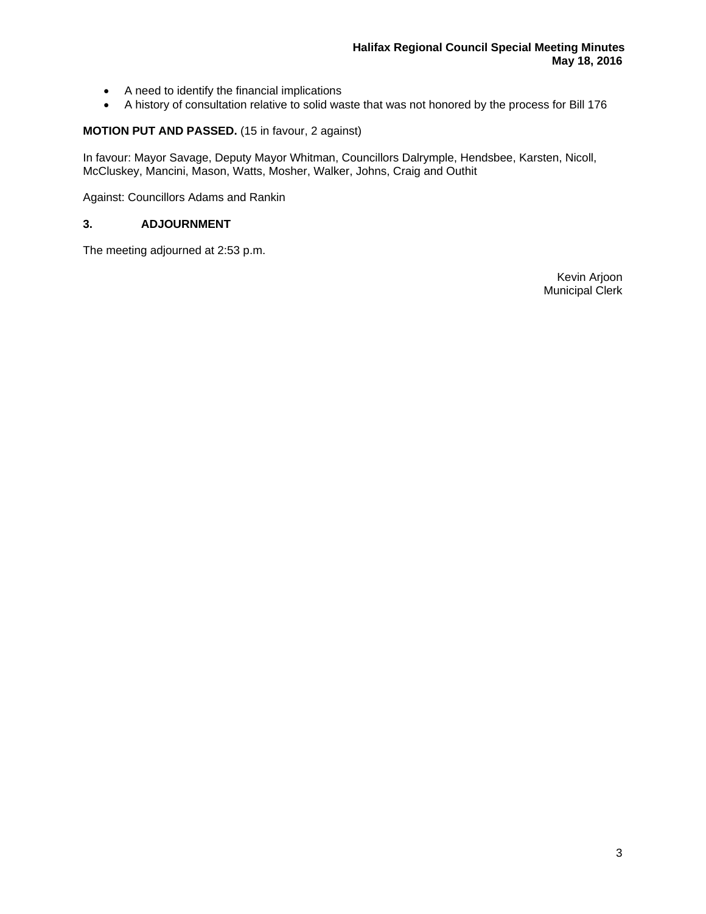- A need to identify the financial implications
- A history of consultation relative to solid waste that was not honored by the process for Bill 176

**MOTION PUT AND PASSED.** (15 in favour, 2 against)

In favour: Mayor Savage, Deputy Mayor Whitman, Councillors Dalrymple, Hendsbee, Karsten, Nicoll, McCluskey, Mancini, Mason, Watts, Mosher, Walker, Johns, Craig and Outhit

Against: Councillors Adams and Rankin

## 3. ADJOURNMENT

The meeting adjourned at 2:53 p.m.

Kevin Arjoon
Municipal Clerk